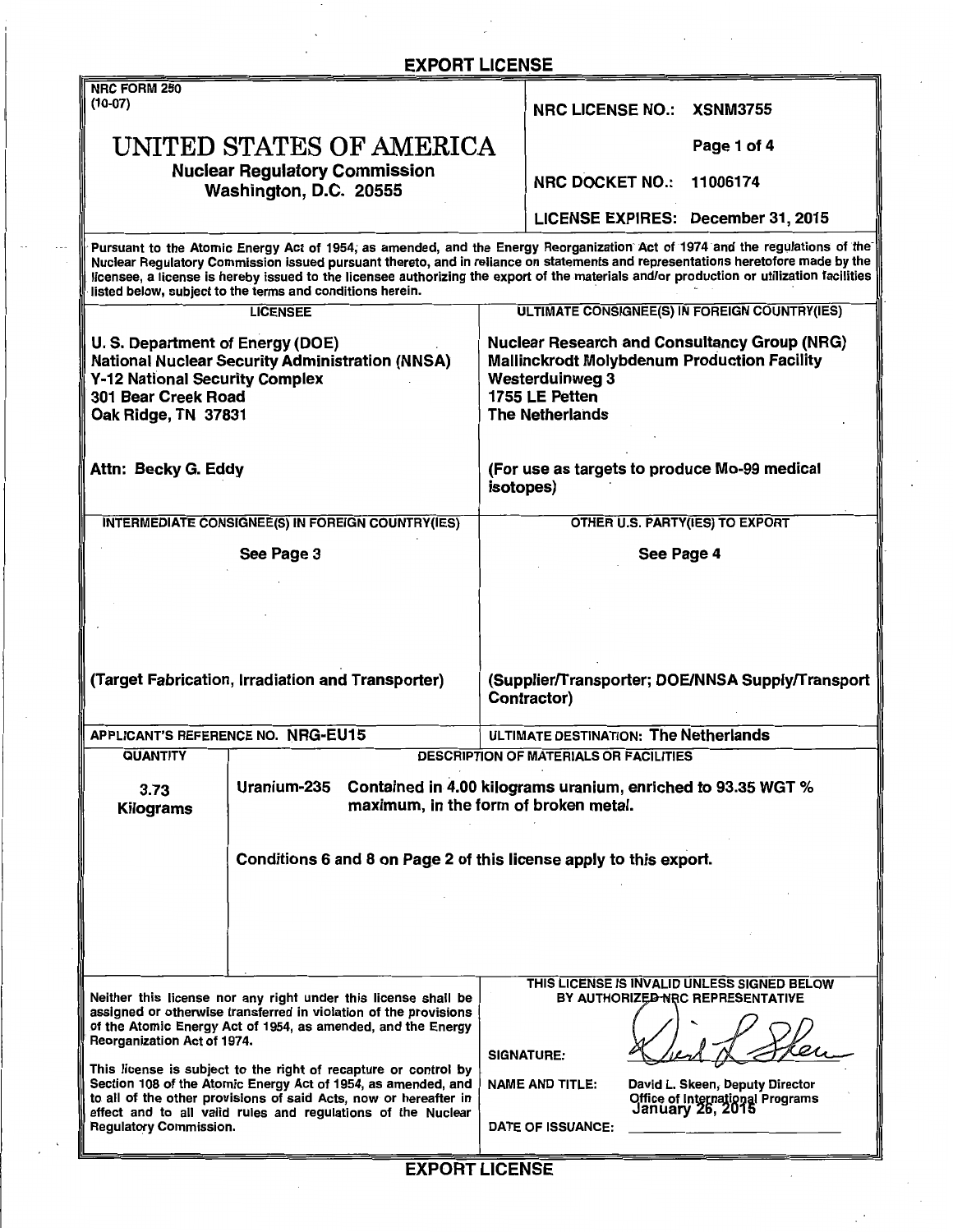# EXPORT LICENSE

NRC FORM 250
(10-07)

# UNITED STATES OF AMERICA

**Nuclear Regulatory Commission**
**Washington, D.C. 20555**

**NRC LICENSE NO.: XSNM3755**

**NRC DOCKET NO.: 11006174**

**LICENSE EXPIRES: December 31, 2015**

Pursuant to the Atomic Energy Act of 1954, as amended, and the Energy Reorganization Act of 1974 and the regulations of the Nuclear Regulatory Commission issued pursuant thereto, and in reliance on statements and representations heretofore made by the licensee, a license is hereby issued to the licensee authorizing the export of the materials and/or production or utilization facilities listed below, subject to the terms and conditions herein.

| LICENSEE | ULTIMATE CONSIGNEE(S) IN FOREIGN COUNTRY(IES) |
|---|---|
| **U. S. Department of Energy (DOE)**<br>**National Nuclear Security Administration (NNSA)**<br>**Y-12 National Security Complex**<br>**301 Bear Creek Road**<br>**Oak Ridge, TN 37831**<br><br>**Attn: Becky G. Eddy** | **Nuclear Research and Consultancy Group (NRG)**<br>**Mallinckrodt Molybdenum Production Facility**<br>**Westerduinweg 3**<br>**1755 LE Petten**<br>**The Netherlands**<br><br>**(For use as targets to produce Mo-99 medical isotopes)** |

| INTERMEDIATE CONSIGNEE(S) IN FOREIGN COUNTRY(IES) | OTHER U.S. PARTY(IES) TO EXPORT |
|---|---|
| See Page 3<br><br>**(Target Fabrication, Irradiation and Transporter)** | See Page 4<br><br>**(Supplier/Transporter; DOE/NNSA Supply/Transport Contractor)** |

APPLICANT'S REFERENCE NO. **NRG-EU15**

ULTIMATE DESTINATION: **The Netherlands**

| QUANTITY | DESCRIPTION OF MATERIALS OR FACILITIES |
|---|---|
| **3.73 Kilograms** | **Uranium-235** Contained in 4.00 kilograms uranium, enriched to 93.35 WGT % maximum, in the form of broken metal.<br><br>**Conditions 6 and 8 on Page 2 of this license apply to this export.** |

Neither this license nor any right under this license shall be assigned or otherwise transferred in violation of the provisions of the Atomic Energy Act of 1954, as amended, and the Energy Reorganization Act of 1974.

This license is subject to the right of recapture or control by Section 108 of the Atomic Energy Act of 1954, as amended, and to all of the other provisions of said Acts, now or hereafter in effect and to all valid rules and regulations of the Nuclear Regulatory Commission.

THIS LICENSE IS INVALID UNLESS SIGNED BELOW BY AUTHORIZED NRC REPRESENTATIVE

SIGNATURE: [signature]

NAME AND TITLE: David L. Skeen, Deputy Director, Office of International Programs

DATE OF ISSUANCE: January 26, 2015

# EXPORT LICENSE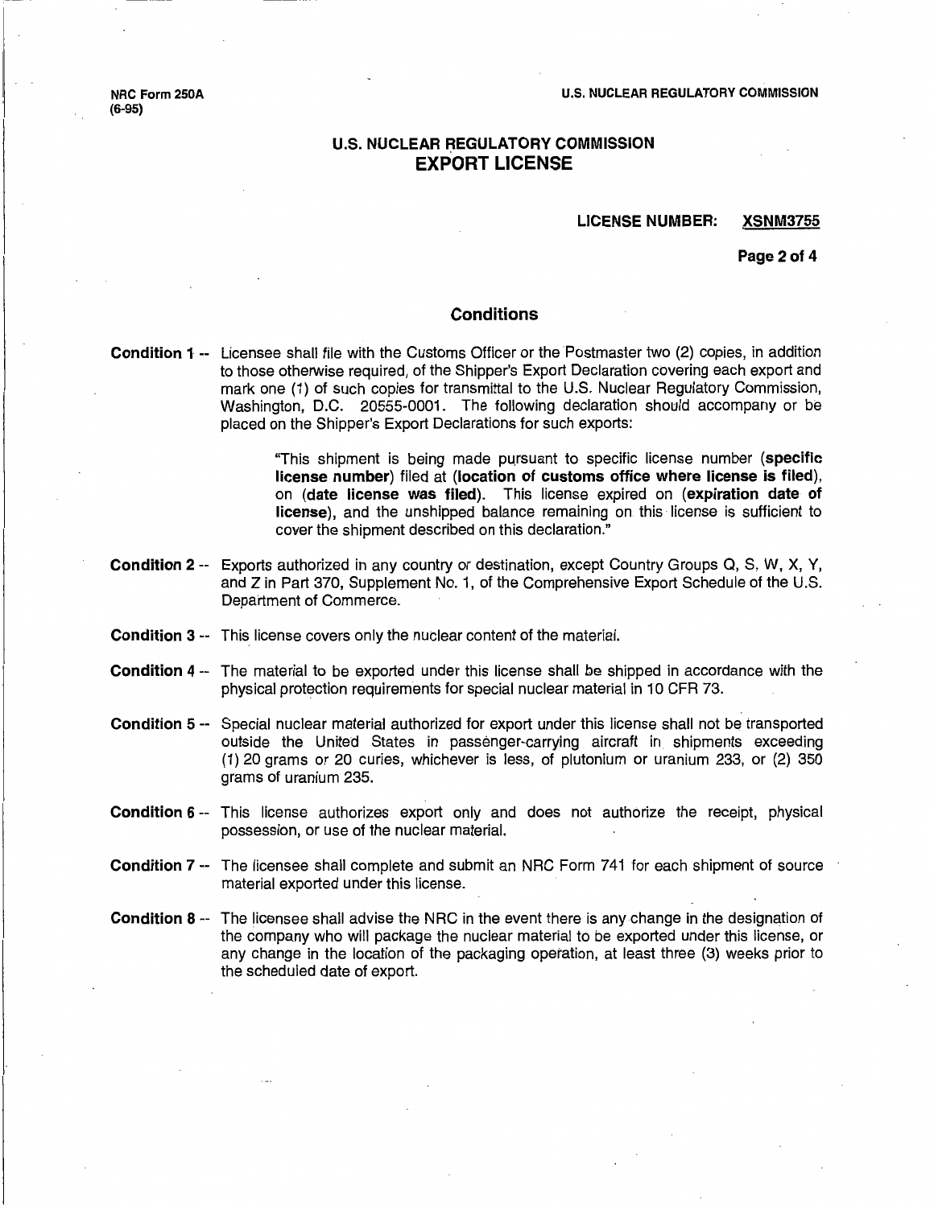NRC Form 250A
(6-95)

U.S. NUCLEAR REGULATORY COMMISSION

# U.S. NUCLEAR REGULATORY COMMISSION
# EXPORT LICENSE

**LICENSE NUMBER: XSNM3755**

## Conditions

**Condition 1** -- Licensee shall file with the Customs Officer or the Postmaster two (2) copies, in addition to those otherwise required, of the Shipper's Export Declaration covering each export and mark one (1) of such copies for transmittal to the U.S. Nuclear Regulatory Commission, Washington, D.C. 20555-0001. The following declaration should accompany or be placed on the Shipper's Export Declarations for such exports:

> "This shipment is being made pursuant to specific license number (**specific license number**) filed at (**location of customs office where license is filed**), on (**date license was filed**). This license expired on (**expiration date of license**), and the unshipped balance remaining on this license is sufficient to cover the shipment described on this declaration."

**Condition 2** -- Exports authorized in any country or destination, except Country Groups Q, S, W, X, Y, and Z in Part 370, Supplement No. 1, of the Comprehensive Export Schedule of the U.S. Department of Commerce.

**Condition 3** -- This license covers only the nuclear content of the material.

**Condition 4** -- The material to be exported under this license shall be shipped in accordance with the physical protection requirements for special nuclear material in 10 CFR 73.

**Condition 5** -- Special nuclear material authorized for export under this license shall not be transported outside the United States in passenger-carrying aircraft in shipments exceeding (1) 20 grams or 20 curies, whichever is less, of plutonium or uranium 233, or (2) 350 grams of uranium 235.

**Condition 6** -- This license authorizes export only and does not authorize the receipt, physical possession, or use of the nuclear material.

**Condition 7** -- The licensee shall complete and submit an NRC Form 741 for each shipment of source material exported under this license.

**Condition 8** -- The licensee shall advise the NRC in the event there is any change in the designation of the company who will package the nuclear material to be exported under this license, or any change in the location of the packaging operation, at least three (3) weeks prior to the scheduled date of export.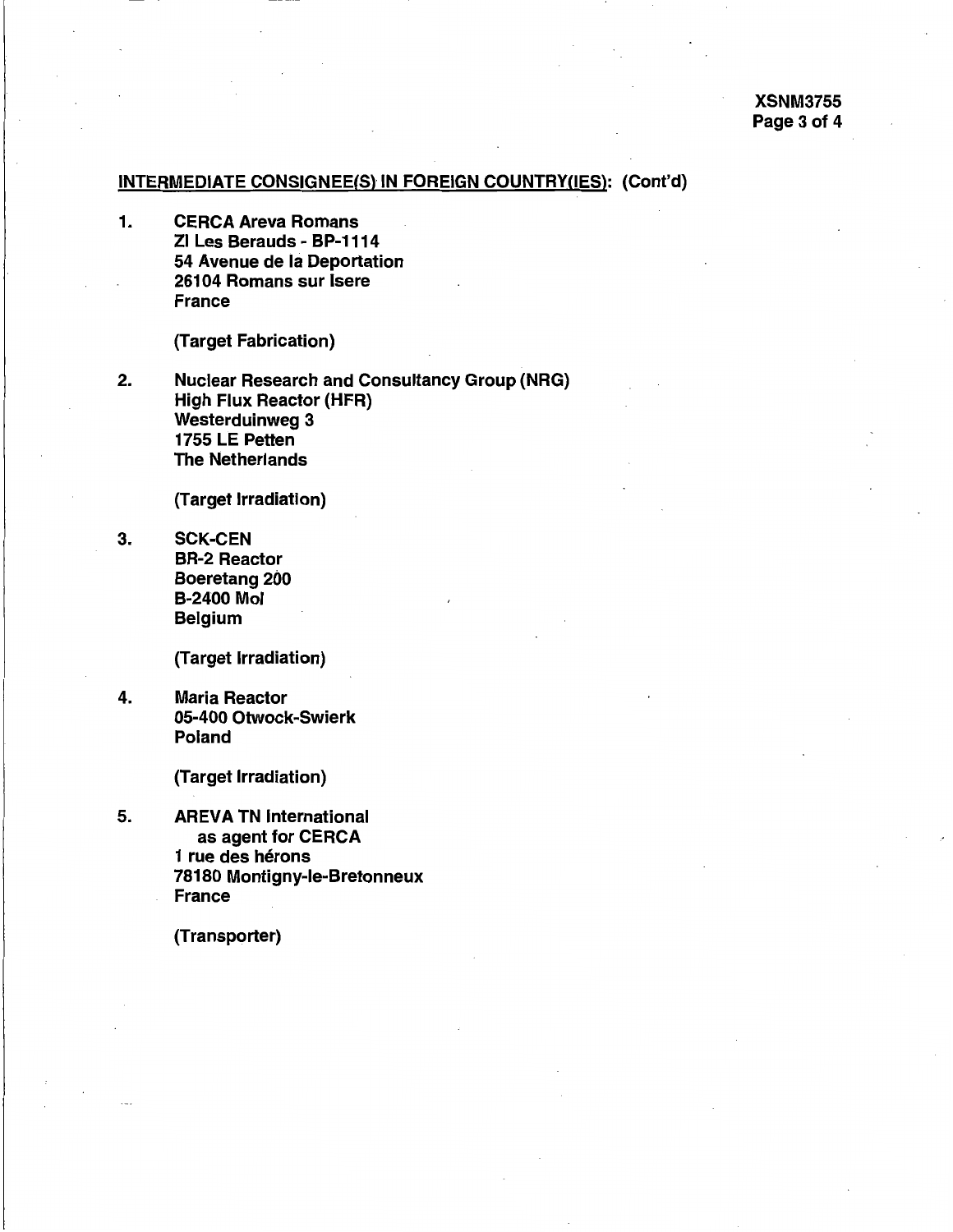**INTERMEDIATE CONSIGNEE(S) IN FOREIGN COUNTRY(IES): (Cont'd)**

1. **CERCA Areva Romans**
   **ZI Les Berauds - BP-1114**
   **54 Avenue de la Deportation**
   **26104 Romans sur Isere**
   **France**

   **(Target Fabrication)**

2. **Nuclear Research and Consultancy Group (NRG)**
   **High Flux Reactor (HFR)**
   **Westerduinweg 3**
   **1755 LE Petten**
   **The Netherlands**

   **(Target Irradiation)**

3. **SCK-CEN**
   **BR-2 Reactor**
   **Boeretang 200**
   **B-2400 Mol**
   **Belgium**

   **(Target Irradiation)**

4. **Maria Reactor**
   **05-400 Otwock-Swierk**
   **Poland**

   **(Target Irradiation)**

5. **AREVA TN International**
   **as agent for CERCA**
   **1 rue des hérons**
   **78180 Montigny-le-Bretonneux**
   **France**

   **(Transporter)**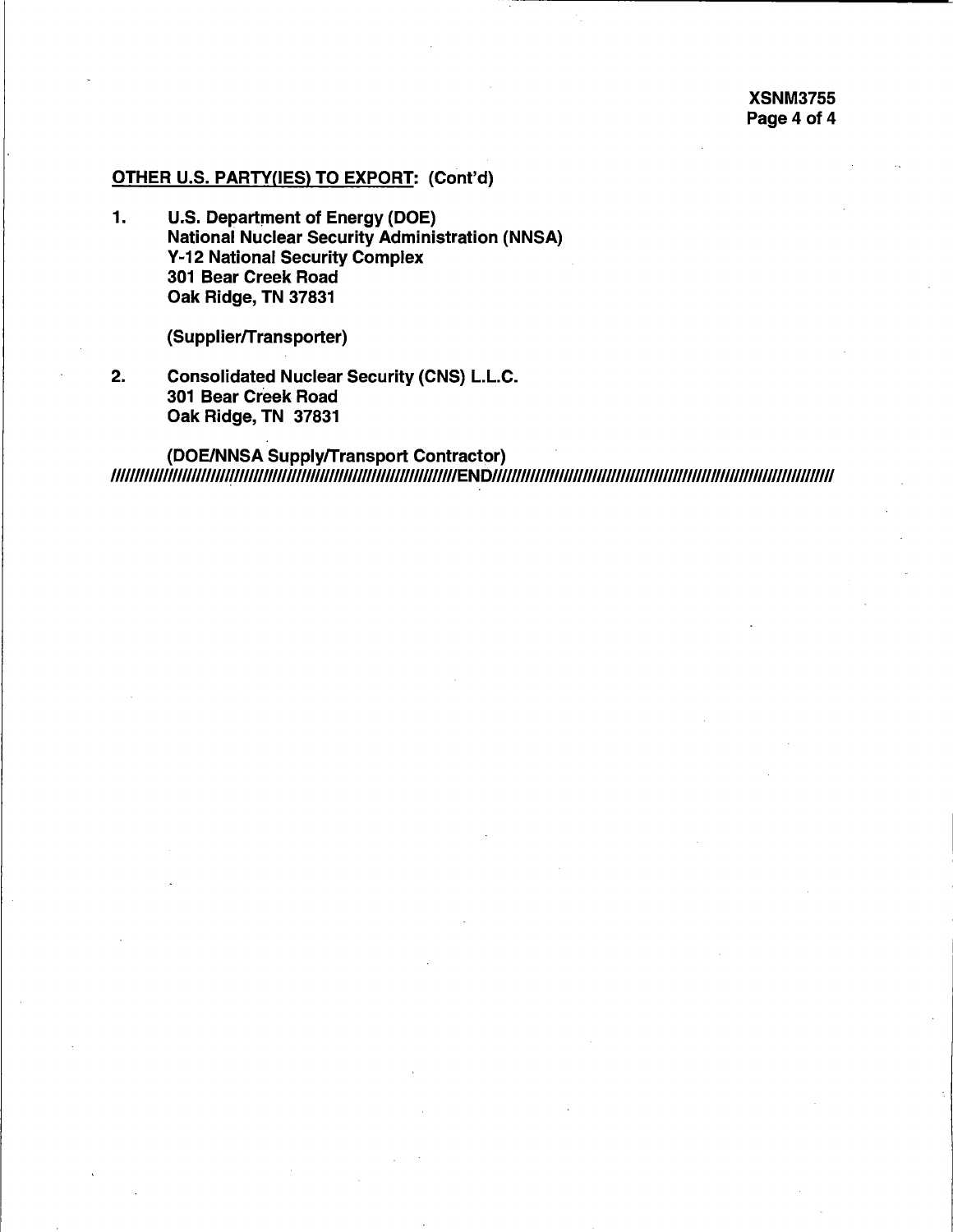**OTHER U.S. PARTY(IES) TO EXPORT: (Cont'd)**

1. **U.S. Department of Energy (DOE)**
   **National Nuclear Security Administration (NNSA)**
   **Y-12 National Security Complex**
   **301 Bear Creek Road**
   **Oak Ridge, TN 37831**

   **(Supplier/Transporter)**

2. **Consolidated Nuclear Security (CNS) L.L.C.**
   **301 Bear Creek Road**
   **Oak Ridge, TN 37831**

   **(DOE/NNSA Supply/Transport Contractor)**

**////////////////////////////////////////////////////////////////////END//////////////////////////////////////////////////////////////////////**